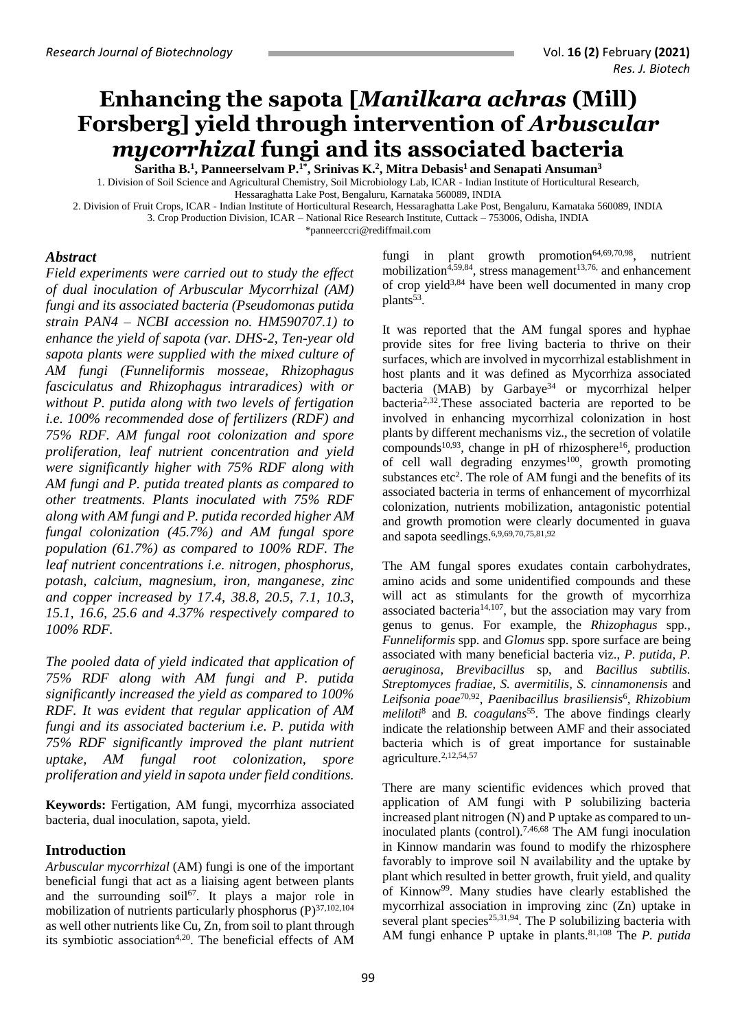# Enhancing the sapota [*Manilkara achras* (Mill) Forsberg] yield through intervention of *Arbuscular mycorrhizal* fungi and its associated bacteria

**Saritha B.[1], Panneerselvam P.[1*], Srinivas K.[2], Mitra Debasis[1] and Senapati Ansuman[3]**

1. Division of Soil Science and Agricultural Chemistry, Soil Microbiology Lab, ICAR - Indian Institute of Horticultural Research, Hessaraghatta Lake Post, Bengaluru, Karnataka 560089, INDIA
2. Division of Fruit Crops, ICAR - Indian Institute of Horticultural Research, Hessaraghatta Lake Post, Bengaluru, Karnataka 560089, INDIA
3. Crop Production Division, ICAR – National Rice Research Institute, Cuttack – 753006, Odisha, INDIA

*panneerccri@rediffmail.com

## *Abstract*

*Field experiments were carried out to study the effect of dual inoculation of Arbuscular Mycorrhizal (AM) fungi and its associated bacteria (Pseudomonas putida strain PAN4 – NCBI accession no. HM590707.1) to enhance the yield of sapota (var. DHS-2, Ten-year old sapota plants were supplied with the mixed culture of AM fungi (Funneliformis mosseae, Rhizophagus fasciculatus and Rhizophagus intraradices) with or without P. putida along with two levels of fertigation i.e. 100% recommended dose of fertilizers (RDF) and 75% RDF. AM fungal root colonization and spore proliferation, leaf nutrient concentration and yield were significantly higher with 75% RDF along with AM fungi and P. putida treated plants as compared to other treatments. Plants inoculated with 75% RDF along with AM fungi and P. putida recorded higher AM fungal colonization (45.7%) and AM fungal spore population (61.7%) as compared to 100% RDF. The leaf nutrient concentrations i.e. nitrogen, phosphorus, potash, calcium, magnesium, iron, manganese, zinc and copper increased by 17.4, 38.8, 20.5, 7.1, 10.3, 15.1, 16.6, 25.6 and 4.37% respectively compared to 100% RDF.*

*The pooled data of yield indicated that application of 75% RDF along with AM fungi and P. putida significantly increased the yield as compared to 100% RDF. It was evident that regular application of AM fungi and its associated bacterium i.e. P. putida with 75% RDF significantly improved the plant nutrient uptake, AM fungal root colonization, spore proliferation and yield in sapota under field conditions.*

**Keywords:** Fertigation, AM fungi, mycorrhiza associated bacteria, dual inoculation, sapota, yield.

## Introduction

*Arbuscular mycorrhizal* (AM) fungi is one of the important beneficial fungi that act as a liaising agent between plants and the surrounding soil[67]. It plays a major role in mobilization of nutrients particularly phosphorus (P)[37,102,104] as well other nutrients like Cu, Zn, from soil to plant through its symbiotic association[4,20]. The beneficial effects of AM fungi in plant growth promotion[64,69,70,98], nutrient mobilization[4,59,84], stress management[13,76,] and enhancement of crop yield[3,84] have been well documented in many crop plants[53].

It was reported that the AM fungal spores and hyphae provide sites for free living bacteria to thrive on their surfaces, which are involved in mycorrhizal establishment in host plants and it was defined as Mycorrhiza associated bacteria (MAB) by Garbaye[34] or mycorrhizal helper bacteria[2,32].These associated bacteria are reported to be involved in enhancing mycorrhizal colonization in host plants by different mechanisms viz., the secretion of volatile compounds[10,93], change in pH of rhizosphere[16], production of cell wall degrading enzymes[100], growth promoting substances etc[2]. The role of AM fungi and the benefits of its associated bacteria in terms of enhancement of mycorrhizal colonization, nutrients mobilization, antagonistic potential and growth promotion were clearly documented in guava and sapota seedlings.[6,9,69,70,75,81,92]

The AM fungal spores exudates contain carbohydrates, amino acids and some unidentified compounds and these will act as stimulants for the growth of mycorrhiza associated bacteria[14,107], but the association may vary from genus to genus. For example, the *Rhizophagus* spp., *Funneliformis* spp. and *Glomus* spp. spore surface are being associated with many beneficial bacteria viz., *P. putida, P. aeruginosa, Brevibacillus* sp, and *Bacillus subtilis. Streptomyces fradiae, S. avermitilis, S. cinnamonensis* and *Leifsonia poae*[70,92], *Paenibacillus brasiliensis*[6], *Rhizobium meliloti*[8] and *B. coagulans*[55]. The above findings clearly indicate the relationship between AMF and their associated bacteria which is of great importance for sustainable agriculture.[2,12,54,57]

There are many scientific evidences which proved that application of AM fungi with P solubilizing bacteria increased plant nitrogen (N) and P uptake as compared to un-inoculated plants (control).[7,46,68] The AM fungi inoculation in Kinnow mandarin was found to modify the rhizosphere favorably to improve soil N availability and the uptake by plant which resulted in better growth, fruit yield, and quality of Kinnow[99]. Many studies have clearly established the mycorrhizal association in improving zinc (Zn) uptake in several plant species[25,31,94]. The P solubilizing bacteria with AM fungi enhance P uptake in plants.[81,108] The *P. putida*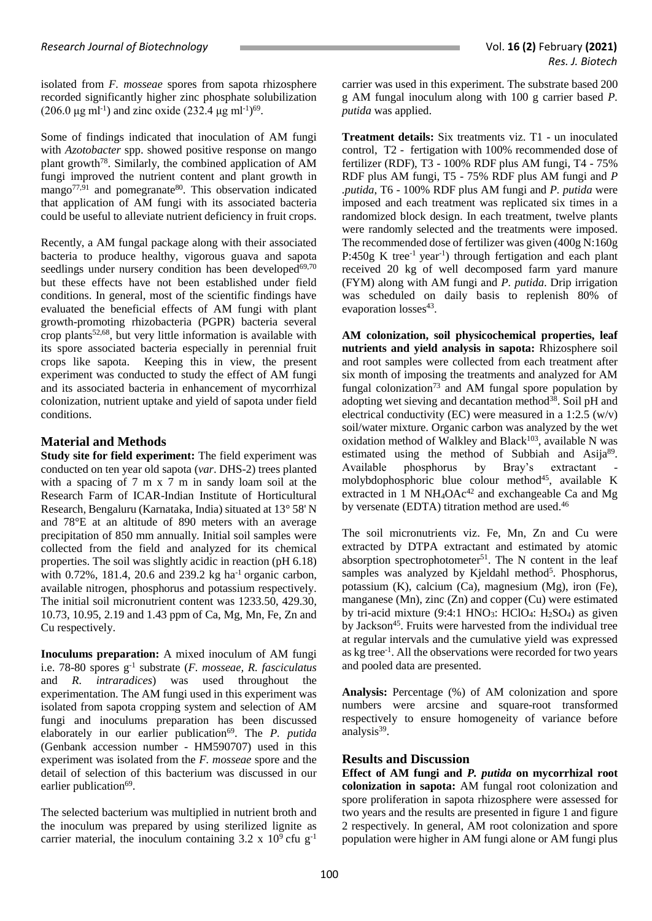isolated from *F. mosseae* spores from sapota rhizosphere recorded significantly higher zinc phosphate solubilization (206.0 μg $ml^{-1}$) and zinc oxide (232.4 μg $ml^{-1}$)[69].

Some of findings indicated that inoculation of AM fungi with *Azotobacter* spp. showed positive response on mango plant growth[78]. Similarly, the combined application of AM fungi improved the nutrient content and plant growth in mango[77,91] and pomegranate[80]. This observation indicated that application of AM fungi with its associated bacteria could be useful to alleviate nutrient deficiency in fruit crops.

Recently, a AM fungal package along with their associated bacteria to produce healthy, vigorous guava and sapota seedlings under nursery condition has been developed[69,70] but these effects have not been established under field conditions. In general, most of the scientific findings have evaluated the beneficial effects of AM fungi with plant growth-promoting rhizobacteria (PGPR) bacteria several crop plants[52,68], but very little information is available with its spore associated bacteria especially in perennial fruit crops like sapota. Keeping this in view, the present experiment was conducted to study the effect of AM fungi and its associated bacteria in enhancement of mycorrhizal colonization, nutrient uptake and yield of sapota under field conditions.

## Material and Methods

**Study site for field experiment:** The field experiment was conducted on ten year old sapota (*var*. DHS-2) trees planted with a spacing of 7 m x 7 m in sandy loam soil at the Research Farm of ICAR-Indian Institute of Horticultural Research, Bengaluru (Karnataka, India) situated at 13° 58' N and 78°E at an altitude of 890 meters with an average precipitation of 850 mm annually. Initial soil samples were collected from the field and analyzed for its chemical properties. The soil was slightly acidic in reaction (pH 6.18) with 0.72%, 181.4, 20.6 and 239.2 kg $ha^{-1}$ organic carbon, available nitrogen, phosphorus and potassium respectively. The initial soil micronutrient content was 1233.50, 429.30, 10.73, 10.95, 2.19 and 1.43 ppm of Ca, Mg, Mn, Fe, Zn and Cu respectively.

**Inoculums preparation:** A mixed inoculum of AM fungi i.e. 78-80 spores $g^{-1}$ substrate (*F. mosseae*, *R. fasciculatus* and *R. intraradices*) was used throughout the experimentation. The AM fungi used in this experiment was isolated from sapota cropping system and selection of AM fungi and inoculums preparation has been discussed elaborately in our earlier publication[69]. The *P. putida* (Genbank accession number - HM590707) used in this experiment was isolated from the *F. mosseae* spore and the detail of selection of this bacterium was discussed in our earlier publication[69].

The selected bacterium was multiplied in nutrient broth and the inoculum was prepared by using sterilized lignite as carrier material, the inoculum containing $3.2 \times 10^9$ cfu $g^{-1}$ carrier was used in this experiment. The substrate based 200 g AM fungal inoculum along with 100 g carrier based *P. putida* was applied.

**Treatment details:** Six treatments viz. T1 - un inoculated control, T2 - fertigation with 100% recommended dose of fertilizer (RDF), T3 - 100% RDF plus AM fungi, T4 - 75% RDF plus AM fungi, T5 - 75% RDF plus AM fungi and *P .putida*, T6 - 100% RDF plus AM fungi and *P. putida* were imposed and each treatment was replicated six times in a randomized block design. In each treatment, twelve plants were randomly selected and the treatments were imposed. The recommended dose of fertilizer was given (400g N:160g P:450g K $tree^{-1}$ $year^{-1}$) through fertigation and each plant received 20 kg of well decomposed farm yard manure (FYM) along with AM fungi and *P. putida*. Drip irrigation was scheduled on daily basis to replenish 80% of evaporation losses[43].

**AM colonization, soil physicochemical properties, leaf nutrients and yield analysis in sapota:** Rhizosphere soil and root samples were collected from each treatment after six month of imposing the treatments and analyzed for AM fungal colonization[73] and AM fungal spore population by adopting wet sieving and decantation method[38]. Soil pH and electrical conductivity (EC) were measured in a 1:2.5 (w/v) soil/water mixture. Organic carbon was analyzed by the wet oxidation method of Walkley and Black[103], available N was estimated using the method of Subbiah and Asija[89]. Available phosphorus by Bray's extractant - molybdophosphoric blue colour method[45], available K extracted in 1 M $NH_4OAc$[42] and exchangeable Ca and Mg by versenate (EDTA) titration method are used.[46]

The soil micronutrients viz. Fe, Mn, Zn and Cu were extracted by DTPA extractant and estimated by atomic absorption spectrophotometer[51]. The N content in the leaf samples was analyzed by Kjeldahl method[5]. Phosphorus, potassium (K), calcium (Ca), magnesium (Mg), iron (Fe), manganese (Mn), zinc (Zn) and copper (Cu) were estimated by tri-acid mixture (9:4:1 $HNO_3$: $HClO_4$: $H_2SO_4$) as given by Jackson[45]. Fruits were harvested from the individual tree at regular intervals and the cumulative yield was expressed as kg $tree^{-1}$. All the observations were recorded for two years and pooled data are presented.

**Analysis:** Percentage (%) of AM colonization and spore numbers were arcsine and square-root transformed respectively to ensure homogeneity of variance before analysis[39].

## Results and Discussion

**Effect of AM fungi and *P. putida* on mycorrhizal root colonization in sapota:** AM fungal root colonization and spore proliferation in sapota rhizosphere were assessed for two years and the results are presented in figure 1 and figure 2 respectively. In general, AM root colonization and spore population were higher in AM fungi alone or AM fungi plus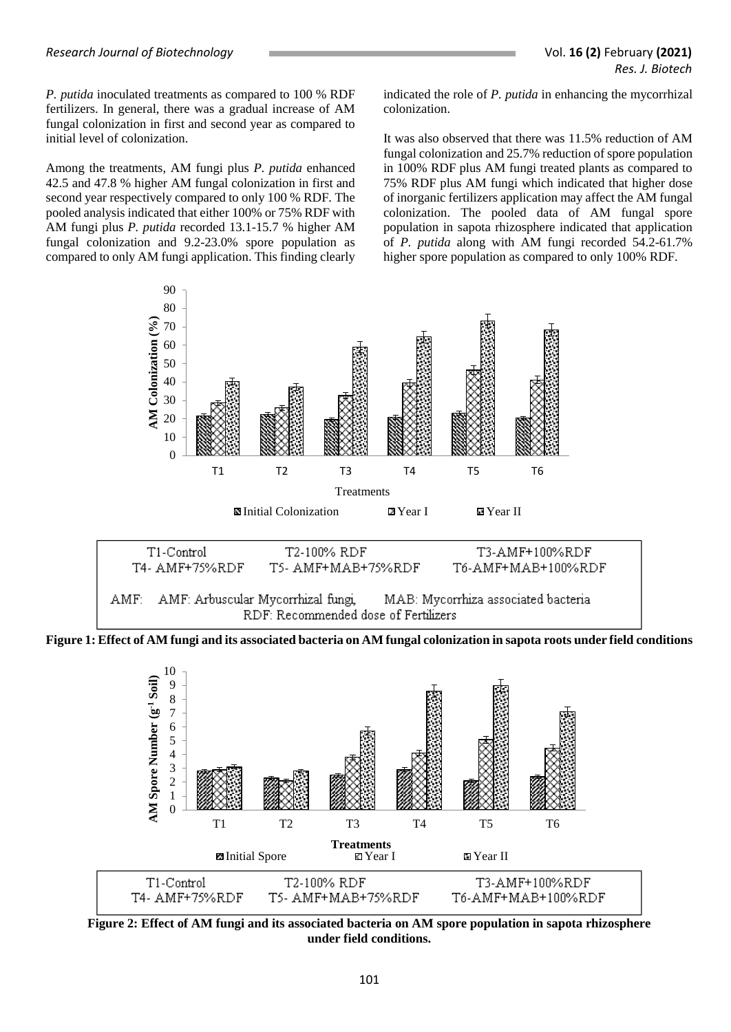*P. putida* inoculated treatments as compared to 100 % RDF fertilizers. In general, there was a gradual increase of AM fungal colonization in first and second year as compared to initial level of colonization.

Among the treatments, AM fungi plus *P. putida* enhanced 42.5 and 47.8 % higher AM fungal colonization in first and second year respectively compared to only 100 % RDF. The pooled analysis indicated that either 100% or 75% RDF with AM fungi plus *P. putida* recorded 13.1-15.7 % higher AM fungal colonization and 9.2-23.0% spore population as compared to only AM fungi application. This finding clearly indicated the role of *P. putida* in enhancing the mycorrhizal colonization.

It was also observed that there was 11.5% reduction of AM fungal colonization and 25.7% reduction of spore population in 100% RDF plus AM fungi treated plants as compared to 75% RDF plus AM fungi which indicated that higher dose of inorganic fertilizers application may affect the AM fungal colonization. The pooled data of AM fungal spore population in sapota rhizosphere indicated that application of *P. putida* along with AM fungi recorded 54.2-61.7% higher spore population as compared to only 100% RDF.

T1-Control T2-100% RDF T3-AMF+100%RDF
T4- AMF+75%RDF T5- AMF+MAB+75%RDF T6-AMF+MAB+100%RDF

AMF: AMF: Arbuscular Mycorrhizal fungi, MAB: Mycorrhiza associated bacteria
RDF: Recommended dose of Fertilizers

**Figure 1: Effect of AM fungi and its associated bacteria on AM fungal colonization in sapota roots under field conditions**

T1-Control T2-100% RDF T3-AMF+100%RDF
T4- AMF+75%RDF T5- AMF+MAB+75%RDF T6-AMF+MAB+100%RDF

**Figure 2: Effect of AM fungi and its associated bacteria on AM spore population in sapota rhizosphere under field conditions.**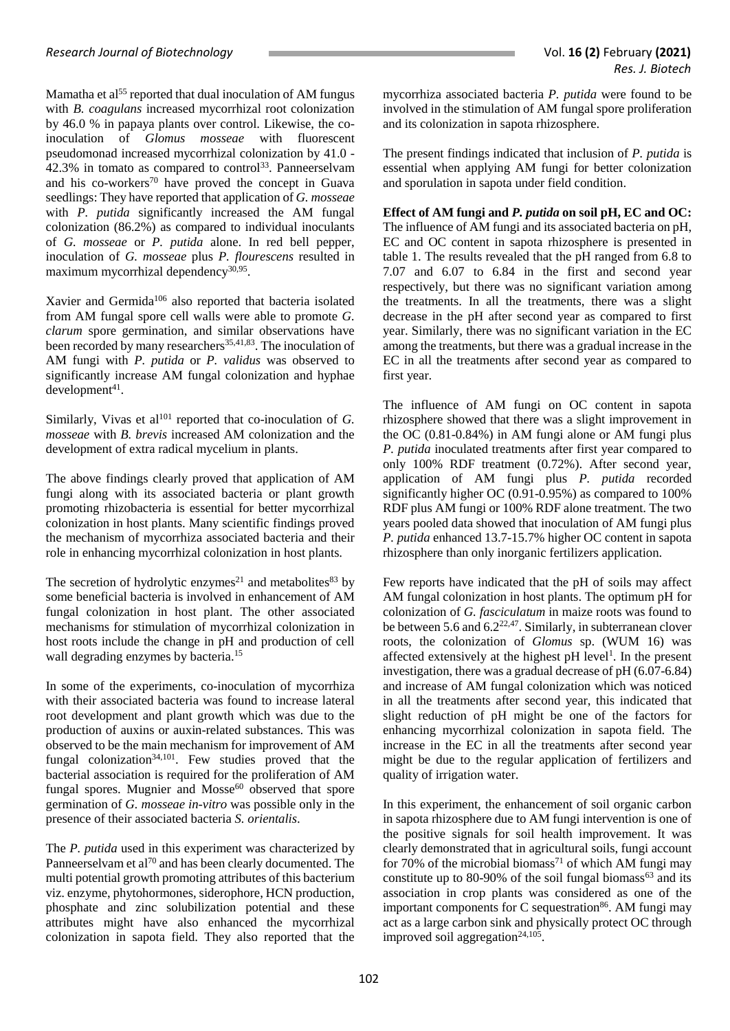Mamatha et al[55] reported that dual inoculation of AM fungus with *B. coagulans* increased mycorrhizal root colonization by 46.0 % in papaya plants over control. Likewise, the co-inoculation of *Glomus mosseae* with fluorescent pseudomonad increased mycorrhizal colonization by 41.0 - 42.3% in tomato as compared to control[33]. Panneerselvam and his co-workers[70] have proved the concept in Guava seedlings: They have reported that application of *G. mosseae* with *P. putida* significantly increased the AM fungal colonization (86.2%) as compared to individual inoculants of *G. mosseae* or *P. putida* alone. In red bell pepper, inoculation of *G. mosseae* plus *P. flourescens* resulted in maximum mycorrhizal dependency[30,95].

Xavier and Germida[106] also reported that bacteria isolated from AM fungal spore cell walls were able to promote *G. clarum* spore germination, and similar observations have been recorded by many researchers[35,41,83]. The inoculation of AM fungi with *P. putida* or *P. validus* was observed to significantly increase AM fungal colonization and hyphae development[41].

Similarly, Vivas et al[101] reported that co-inoculation of *G. mosseae* with *B. brevis* increased AM colonization and the development of extra radical mycelium in plants.

The above findings clearly proved that application of AM fungi along with its associated bacteria or plant growth promoting rhizobacteria is essential for better mycorrhizal colonization in host plants. Many scientific findings proved the mechanism of mycorrhiza associated bacteria and their role in enhancing mycorrhizal colonization in host plants.

The secretion of hydrolytic enzymes[21] and metabolites[83] by some beneficial bacteria is involved in enhancement of AM fungal colonization in host plant. The other associated mechanisms for stimulation of mycorrhizal colonization in host roots include the change in pH and production of cell wall degrading enzymes by bacteria.[15]

In some of the experiments, co-inoculation of mycorrhiza with their associated bacteria was found to increase lateral root development and plant growth which was due to the production of auxins or auxin-related substances. This was observed to be the main mechanism for improvement of AM fungal colonization[34,101]. Few studies proved that the bacterial association is required for the proliferation of AM fungal spores. Mugnier and Mosse[60] observed that spore germination of *G. mosseae in-vitro* was possible only in the presence of their associated bacteria *S. orientalis*.

The *P. putida* used in this experiment was characterized by Panneerselvam et al[70] and has been clearly documented. The multi potential growth promoting attributes of this bacterium viz. enzyme, phytohormones, siderophore, HCN production, phosphate and zinc solubilization potential and these attributes might have also enhanced the mycorrhizal colonization in sapota field. They also reported that the mycorrhiza associated bacteria *P. putida* were found to be involved in the stimulation of AM fungal spore proliferation and its colonization in sapota rhizosphere.

The present findings indicated that inclusion of *P. putida* is essential when applying AM fungi for better colonization and sporulation in sapota under field condition.

**Effect of AM fungi and *P. putida* on soil pH, EC and OC:** The influence of AM fungi and its associated bacteria on pH, EC and OC content in sapota rhizosphere is presented in table 1. The results revealed that the pH ranged from 6.8 to 7.07 and 6.07 to 6.84 in the first and second year respectively, but there was no significant variation among the treatments. In all the treatments, there was a slight decrease in the pH after second year as compared to first year. Similarly, there was no significant variation in the EC among the treatments, but there was a gradual increase in the EC in all the treatments after second year as compared to first year.

The influence of AM fungi on OC content in sapota rhizosphere showed that there was a slight improvement in the OC (0.81-0.84%) in AM fungi alone or AM fungi plus *P. putida* inoculated treatments after first year compared to only 100% RDF treatment (0.72%). After second year, application of AM fungi plus *P. putida* recorded significantly higher OC (0.91-0.95%) as compared to 100% RDF plus AM fungi or 100% RDF alone treatment. The two years pooled data showed that inoculation of AM fungi plus *P. putida* enhanced 13.7-15.7% higher OC content in sapota rhizosphere than only inorganic fertilizers application.

Few reports have indicated that the pH of soils may affect AM fungal colonization in host plants. The optimum pH for colonization of *G. fasciculatum* in maize roots was found to be between 5.6 and 6.2[22,47]. Similarly, in subterranean clover roots, the colonization of *Glomus* sp. (WUM 16) was affected extensively at the highest pH level[1]. In the present investigation, there was a gradual decrease of pH (6.07-6.84) and increase of AM fungal colonization which was noticed in all the treatments after second year, this indicated that slight reduction of pH might be one of the factors for enhancing mycorrhizal colonization in sapota field. The increase in the EC in all the treatments after second year might be due to the regular application of fertilizers and quality of irrigation water.

In this experiment, the enhancement of soil organic carbon in sapota rhizosphere due to AM fungi intervention is one of the positive signals for soil health improvement. It was clearly demonstrated that in agricultural soils, fungi account for 70% of the microbial biomass[71] of which AM fungi may constitute up to 80-90% of the soil fungal biomass[63] and its association in crop plants was considered as one of the important components for C sequestration[86]. AM fungi may act as a large carbon sink and physically protect OC through improved soil aggregation[24,105].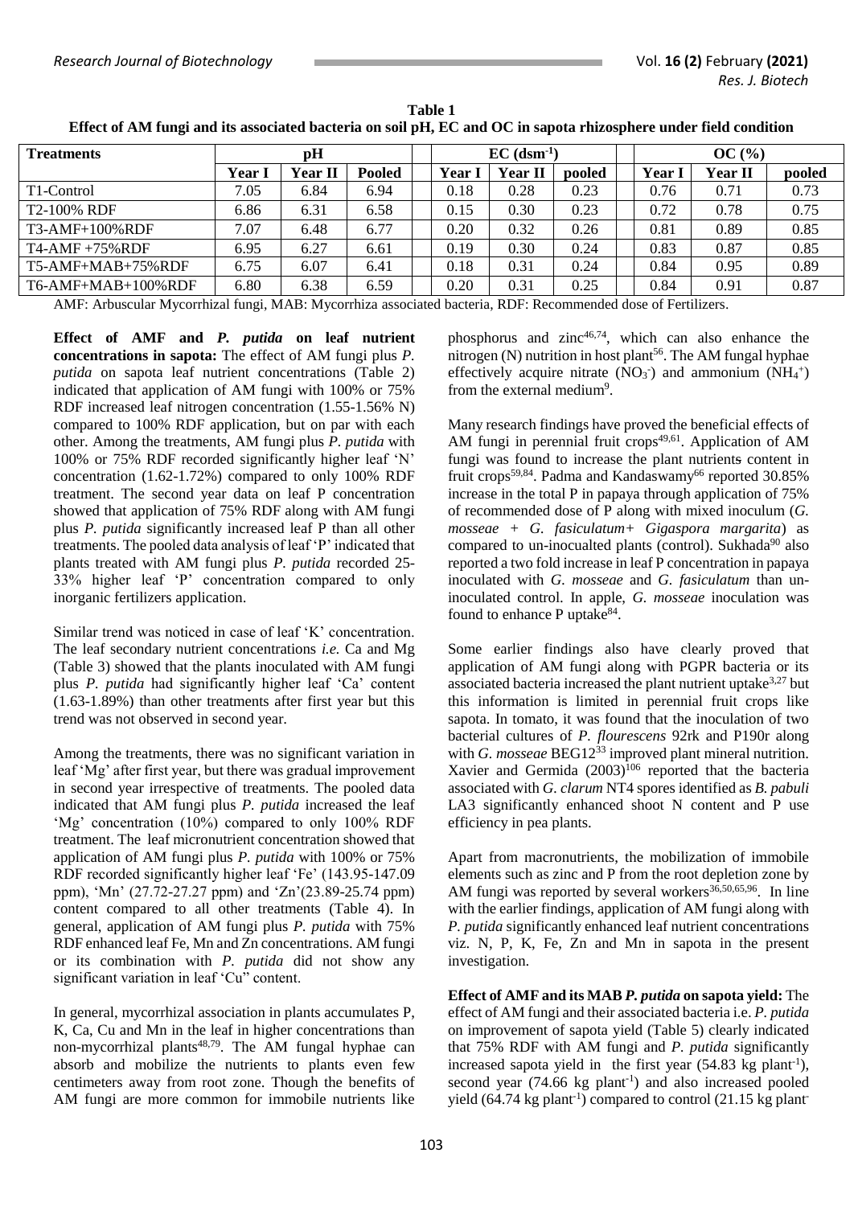**Table 1**
**Effect of AM fungi and its associated bacteria on soil pH, EC and OC in sapota rhizosphere under field condition**

| Treatments | pH | | | EC ($dsm^{-1}$) | | | OC (%) | | |
|---|---|---|---|---|---|---|---|---|---|
| | Year I | Year II | Pooled | Year I | Year II | pooled | Year I | Year II | pooled |
| T1-Control | 7.05 | 6.84 | 6.94 | 0.18 | 0.28 | 0.23 | 0.76 | 0.71 | 0.73 |
| T2-100% RDF | 6.86 | 6.31 | 6.58 | 0.15 | 0.30 | 0.23 | 0.72 | 0.78 | 0.75 |
| T3-AMF+100%RDF | 7.07 | 6.48 | 6.77 | 0.20 | 0.32 | 0.26 | 0.81 | 0.89 | 0.85 |
| T4-AMF +75%RDF | 6.95 | 6.27 | 6.61 | 0.19 | 0.30 | 0.24 | 0.83 | 0.87 | 0.85 |
| T5-AMF+MAB+75%RDF | 6.75 | 6.07 | 6.41 | 0.18 | 0.31 | 0.24 | 0.84 | 0.95 | 0.89 |
| T6-AMF+MAB+100%RDF | 6.80 | 6.38 | 6.59 | 0.20 | 0.31 | 0.25 | 0.84 | 0.91 | 0.87 |

AMF: Arbuscular Mycorrhizal fungi, MAB: Mycorrhiza associated bacteria, RDF: Recommended dose of Fertilizers.

**Effect of AMF and *P. putida* on leaf nutrient concentrations in sapota:** The effect of AM fungi plus *P. putida* on sapota leaf nutrient concentrations (Table 2) indicated that application of AM fungi with 100% or 75% RDF increased leaf nitrogen concentration (1.55-1.56% N) compared to 100% RDF application, but on par with each other. Among the treatments, AM fungi plus *P. putida* with 100% or 75% RDF recorded significantly higher leaf 'N' concentration (1.62-1.72%) compared to only 100% RDF treatment. The second year data on leaf P concentration showed that application of 75% RDF along with AM fungi plus *P. putida* significantly increased leaf P than all other treatments. The pooled data analysis of leaf 'P' indicated that plants treated with AM fungi plus *P. putida* recorded 25-33% higher leaf 'P' concentration compared to only inorganic fertilizers application.

Similar trend was noticed in case of leaf 'K' concentration. The leaf secondary nutrient concentrations *i.e.* Ca and Mg (Table 3) showed that the plants inoculated with AM fungi plus *P. putida* had significantly higher leaf 'Ca' content (1.63-1.89%) than other treatments after first year but this trend was not observed in second year.

Among the treatments, there was no significant variation in leaf 'Mg' after first year, but there was gradual improvement in second year irrespective of treatments. The pooled data indicated that AM fungi plus *P. putida* increased the leaf 'Mg' concentration (10%) compared to only 100% RDF treatment. The leaf micronutrient concentration showed that application of AM fungi plus *P. putida* with 100% or 75% RDF recorded significantly higher leaf 'Fe' (143.95-147.09 ppm), 'Mn' (27.72-27.27 ppm) and 'Zn'(23.89-25.74 ppm) content compared to all other treatments (Table 4). In general, application of AM fungi plus *P. putida* with 75% RDF enhanced leaf Fe, Mn and Zn concentrations. AM fungi or its combination with *P. putida* did not show any significant variation in leaf 'Cu" content.

In general, mycorrhizal association in plants accumulates P, K, Ca, Cu and Mn in the leaf in higher concentrations than non-mycorrhizal plants[48,79]. The AM fungal hyphae can absorb and mobilize the nutrients to plants even few centimeters away from root zone. Though the benefits of AM fungi are more common for immobile nutrients like phosphorus and zinc[46,74], which can also enhance the nitrogen (N) nutrition in host plant[56]. The AM fungal hyphae effectively acquire nitrate ($NO_3^-$) and ammonium ($NH_4^+$) from the external medium[9].

Many research findings have proved the beneficial effects of AM fungi in perennial fruit crops[49,61]. Application of AM fungi was found to increase the plant nutrients content in fruit crops[59,84]. Padma and Kandaswamy[66] reported 30.85% increase in the total P in papaya through application of 75% of recommended dose of P along with mixed inoculum (*G. mosseae* + *G. fasiculatum*+ *Gigaspora margarita*) as compared to un-inocualted plants (control). Sukhada[90] also reported a two fold increase in leaf P concentration in papaya inoculated with *G. mosseae* and *G. fasiculatum* than un-inoculated control. In apple, *G. mosseae* inoculation was found to enhance P uptake[84].

Some earlier findings also have clearly proved that application of AM fungi along with PGPR bacteria or its associated bacteria increased the plant nutrient uptake[3,27] but this information is limited in perennial fruit crops like sapota. In tomato, it was found that the inoculation of two bacterial cultures of *P. flourescens* 92rk and P190r along with *G. mosseae* BEG12[33] improved plant mineral nutrition. Xavier and Germida (2003)[106] reported that the bacteria associated with *G. clarum* NT4 spores identified as *B. pabuli* LA3 significantly enhanced shoot N content and P use efficiency in pea plants.

Apart from macronutrients, the mobilization of immobile elements such as zinc and P from the root depletion zone by AM fungi was reported by several workers[36,50,65,96]. In line with the earlier findings, application of AM fungi along with *P. putida* significantly enhanced leaf nutrient concentrations viz. N, P, K, Fe, Zn and Mn in sapota in the present investigation.

**Effect of AMF and its MAB *P. putida* on sapota yield:** The effect of AM fungi and their associated bacteria i.e. *P. putida* on improvement of sapota yield (Table 5) clearly indicated that 75% RDF with AM fungi and *P. putida* significantly increased sapota yield in the first year (54.83 kg $plant^{-1}$), second year (74.66 kg $plant^{-1}$) and also increased pooled yield (64.74 kg $plant^{-1}$) compared to control (21.15 kg plant-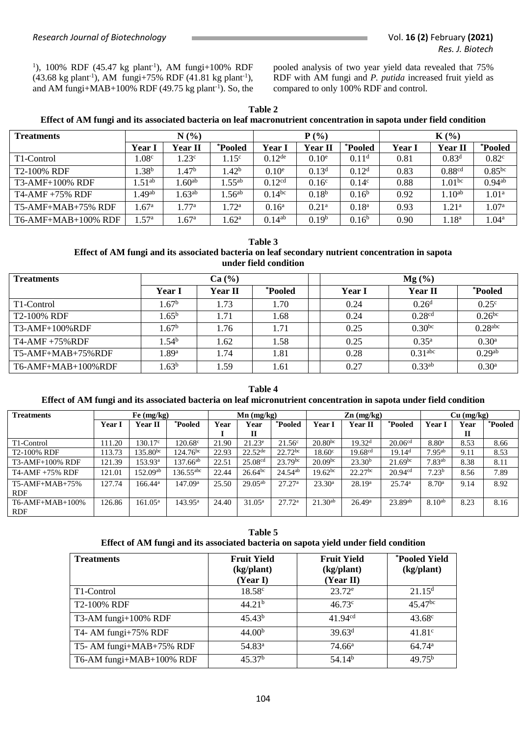[1]), 100% RDF (45.47 kg plant[-1]), AM fungi+100% RDF (43.68 kg plant[-1]), AM fungi+75% RDF (41.81 kg plant[-1]), and AM fungi+MAB+100% RDF (49.75 kg plant[-1]). So, the pooled analysis of two year yield data revealed that 75% RDF with AM fungi and *P. putida* increased fruit yield as compared to only 100% RDF and control.

**Table 2**
**Effect of AM fungi and its associated bacteria on leaf macronutrient concentration in sapota under field condition**

| Treatments | N (%) | | | P (%) | | | K (%) | | |
|---|---|---|---|---|---|---|---|---|---|
| | Year I | Year II | *Pooled | Year I | Year II | *Pooled | Year I | Year II | *Pooled |
| T1-Control | $1.08^{c}$ | $1.23^{c}$ | $1.15^{c}$ | $0.12^{de}$ | $0.10^{e}$ | $0.11^{d}$ | 0.81 | $0.83^{d}$ | $0.82^{c}$ |
| T2-100% RDF | $1.38^{b}$ | $1.47^{b}$ | $1.42^{b}$ | $0.10^{e}$ | $0.13^{d}$ | $0.12^{d}$ | 0.83 | $0.88^{cd}$ | $0.85^{bc}$ |
| T3-AMF+100% RDF | $1.51^{ab}$ | $1.60^{ab}$ | $1.55^{ab}$ | $0.12^{cd}$ | $0.16^{c}$ | $0.14^{c}$ | 0.88 | $1.01^{bc}$ | $0.94^{ab}$ |
| T4-AMF +75% RDF | $1.49^{ab}$ | $1.63^{ab}$ | $1.56^{ab}$ | $0.14^{bc}$ | $0.18^{b}$ | $0.16^{b}$ | 0.92 | $1.10^{ab}$ | $1.01^{a}$ |
| T5-AMF+MAB+75% RDF | $1.67^{a}$ | $1.77^{a}$ | $1.72^{a}$ | $0.16^{a}$ | $0.21^{a}$ | $0.18^{a}$ | 0.93 | $1.21^{a}$ | $1.07^{a}$ |
| T6-AMF+MAB+100% RDF | $1.57^{a}$ | $1.67^{a}$ | $1.62^{a}$ | $0.14^{ab}$ | $0.19^{b}$ | $0.16^{b}$ | 0.90 | $1.18^{a}$ | $1.04^{a}$ |

**Table 3**
**Effect of AM fungi and its associated bacteria on leaf secondary nutrient concentration in sapota under field condition**

| Treatments | Ca (%) | | | Mg (%) | | |
|---|---|---|---|---|---|---|
| | Year I | Year II | *Pooled | Year I | Year II | *Pooled |
| T1-Control | $1.67^{b}$ | 1.73 | 1.70 | 0.24 | $0.26^{d}$ | $0.25^{c}$ |
| T2-100% RDF | $1.65^{b}$ | 1.71 | 1.68 | 0.24 | $0.28^{cd}$ | $0.26^{bc}$ |
| T3-AMF+100%RDF | $1.67^{b}$ | 1.76 | 1.71 | 0.25 | $0.30^{bc}$ | $0.28^{abc}$ |
| T4-AMF +75%RDF | $1.54^{b}$ | 1.62 | 1.58 | 0.25 | $0.35^{a}$ | $0.30^{a}$ |
| T5-AMF+MAB+75%RDF | $1.89^{a}$ | 1.74 | 1.81 | 0.28 | $0.31^{abc}$ | $0.29^{ab}$ |
| T6-AMF+MAB+100%RDF | $1.63^{b}$ | 1.59 | 1.61 | 0.27 | $0.33^{ab}$ | $0.30^{a}$ |

**Table 4**
**Effect of AM fungi and its associated bacteria on leaf micronutrient concentration in sapota under field condition**

| Treatments | Fe (mg/kg) | | | Mn (mg/kg) | | | Zn (mg/kg) | | | Cu (mg/kg) | | |
|---|---|---|---|---|---|---|---|---|---|---|---|---|
| | Year I | Year II | *Pooled | Year I | Year II | *Pooled | Year I | Year II | *Pooled | Year I | Year II | *Pooled |
| T1-Control | 111.20 | $130.17^{c}$ | $120.68^{c}$ | 21.90 | $21.23^{e}$ | $21.56^{c}$ | $20.80^{bc}$ | $19.32^{d}$ | $20.06^{cd}$ | $8.80^{a}$ | 8.53 | 8.66 |
| T2-100% RDF | 113.73 | $135.80^{bc}$ | $124.76^{bc}$ | 22.93 | $22.52^{de}$ | $22.72^{bc}$ | $18.60^{c}$ | $19.68^{cd}$ | $19.14^{d}$ | $7.95^{ab}$ | 9.11 | 8.53 |
| T3-AMF+100% RDF | 121.39 | $153.93^{a}$ | $137.66^{ab}$ | 22.51 | $25.08^{cd}$ | $23.79^{bc}$ | $20.09^{bc}$ | $23.30^{b}$ | $21.69^{bc}$ | $7.83^{ab}$ | 8.38 | 8.11 |
| T4-AMF +75% RDF | 121.01 | $152.09^{ab}$ | $136.55^{abc}$ | 22.44 | $26.64^{bc}$ | $24.54^{ab}$ | $19.62^{bc}$ | $22.27^{bc}$ | $20.94^{cd}$ | $7.23^{b}$ | 8.56 | 7.89 |
| T5-AMF+MAB+75% RDF | 127.74 | $166.44^{a}$ | $147.09^{a}$ | 25.50 | $29.05^{ab}$ | $27.27^{a}$ | $23.30^{a}$ | $28.19^{a}$ | $25.74^{a}$ | $8.70^{a}$ | 9.14 | 8.92 |
| T6-AMF+MAB+100% RDF | 126.86 | $161.05^{a}$ | $143.95^{a}$ | 24.40 | $31.05^{a}$ | $27.72^{a}$ | $21.30^{ab}$ | $26.49^{a}$ | $23.89^{ab}$ | $8.10^{ab}$ | 8.23 | 8.16 |

**Table 5**
**Effect of AM fungi and its associated bacteria on sapota yield under field condition**

| Treatments | Fruit Yield (kg/plant) (Year I) | Fruit Yield (kg/plant) (Year II) | *Pooled Yield (kg/plant) |
|---|---|---|---|
| T1-Control | $18.58^{c}$ | $23.72^{e}$ | $21.15^{d}$ |
| T2-100% RDF | $44.21^{b}$ | $46.73^{c}$ | $45.47^{bc}$ |
| T3-AM fungi+100% RDF | $45.43^{b}$ | $41.94^{cd}$ | $43.68^{c}$ |
| T4- AM fungi+75% RDF | $44.00^{b}$ | $39.63^{d}$ | $41.81^{c}$ |
| T5- AM fungi+MAB+75% RDF | $54.83^{a}$ | $74.66^{a}$ | $64.74^{a}$ |
| T6-AM fungi+MAB+100% RDF | $45.37^{b}$ | $54.14^{b}$ | $49.75^{b}$ |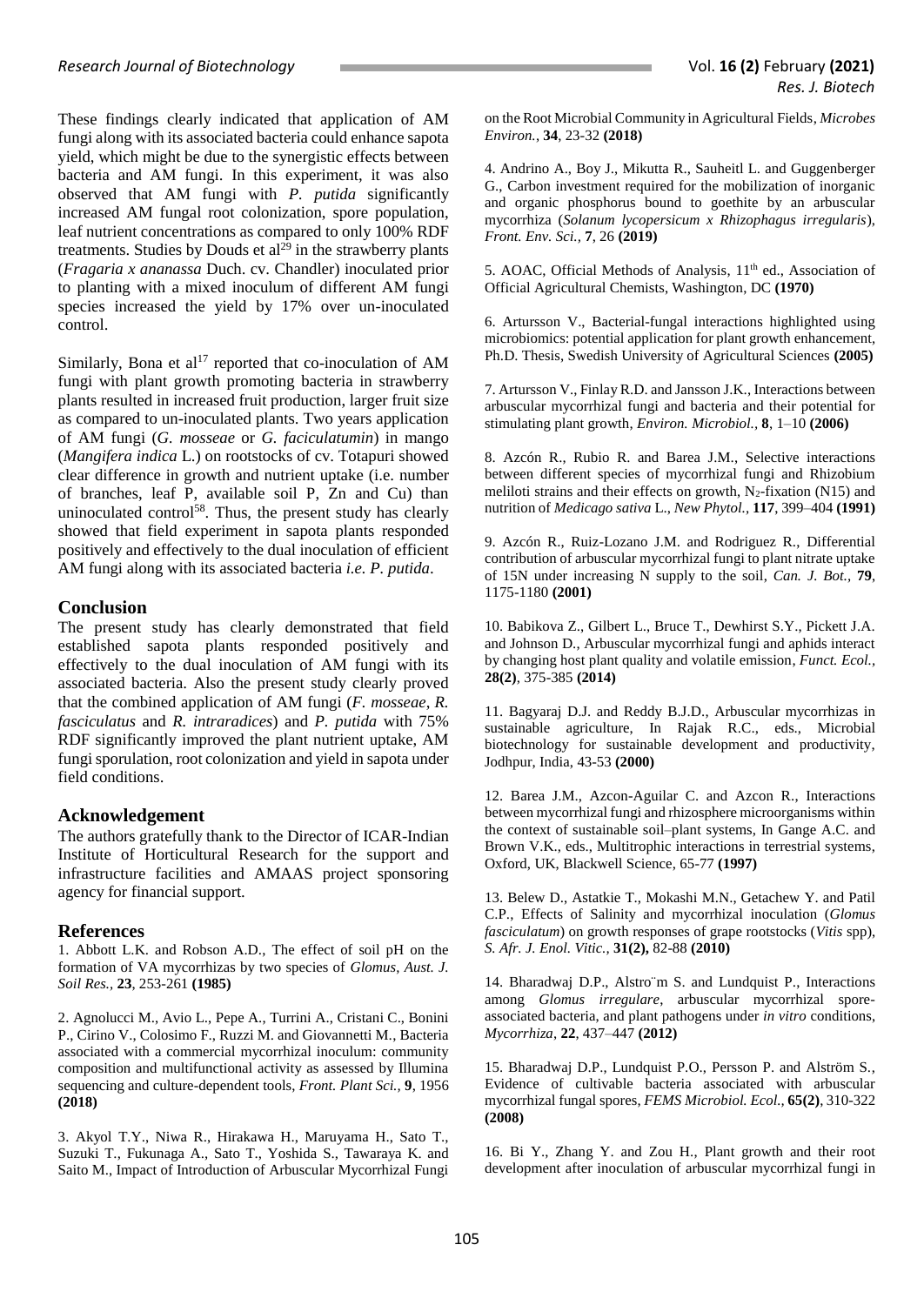These findings clearly indicated that application of AM fungi along with its associated bacteria could enhance sapota yield, which might be due to the synergistic effects between bacteria and AM fungi. In this experiment, it was also observed that AM fungi with *P. putida* significantly increased AM fungal root colonization, spore population, leaf nutrient concentrations as compared to only 100% RDF treatments. Studies by Douds et al[29] in the strawberry plants (*Fragaria x ananassa* Duch. cv. Chandler) inoculated prior to planting with a mixed inoculum of different AM fungi species increased the yield by 17% over un-inoculated control.

Similarly, Bona et al[17] reported that co-inoculation of AM fungi with plant growth promoting bacteria in strawberry plants resulted in increased fruit production, larger fruit size as compared to un-inoculated plants. Two years application of AM fungi (*G. mosseae* or *G. faciculatumin*) in mango (*Mangifera indica* L.) on rootstocks of cv. Totapuri showed clear difference in growth and nutrient uptake (i.e. number of branches, leaf P, available soil P, Zn and Cu) than uninoculated control[58]. Thus, the present study has clearly showed that field experiment in sapota plants responded positively and effectively to the dual inoculation of efficient AM fungi along with its associated bacteria *i.e. P. putida*.

## Conclusion

The present study has clearly demonstrated that field established sapota plants responded positively and effectively to the dual inoculation of AM fungi with its associated bacteria. Also the present study clearly proved that the combined application of AM fungi (*F. mosseae*, *R. fasciculatus* and *R. intraradices*) and *P. putida* with 75% RDF significantly improved the plant nutrient uptake, AM fungi sporulation, root colonization and yield in sapota under field conditions.

## Acknowledgement

The authors gratefully thank to the Director of ICAR-Indian Institute of Horticultural Research for the support and infrastructure facilities and AMAAS project sponsoring agency for financial support.

## References

1. Abbott L.K. and Robson A.D., The effect of soil pH on the formation of VA mycorrhizas by two species of *Glomus*, *Aust. J. Soil Res.*, **23**, 253-261 **(1985)**

2. Agnolucci M., Avio L., Pepe A., Turrini A., Cristani C., Bonini P., Cirino V., Colosimo F., Ruzzi M. and Giovannetti M., Bacteria associated with a commercial mycorrhizal inoculum: community composition and multifunctional activity as assessed by Illumina sequencing and culture-dependent tools, *Front. Plant Sci.*, **9**, 1956 **(2018)**

3. Akyol T.Y., Niwa R., Hirakawa H., Maruyama H., Sato T., Suzuki T., Fukunaga A., Sato T., Yoshida S., Tawaraya K. and Saito M., Impact of Introduction of Arbuscular Mycorrhizal Fungi on the Root Microbial Community in Agricultural Fields, *Microbes Environ.*, **34**, 23-32 **(2018)**

4. Andrino A., Boy J., Mikutta R., Sauheitl L. and Guggenberger G., Carbon investment required for the mobilization of inorganic and organic phosphorus bound to goethite by an arbuscular mycorrhiza (*Solanum lycopersicum x Rhizophagus irregularis*), *Front. Env. Sci.*, **7**, 26 **(2019)**

5. AOAC, Official Methods of Analysis, 11th ed., Association of Official Agricultural Chemists, Washington, DC **(1970)**

6. Artursson V., Bacterial-fungal interactions highlighted using microbiomics: potential application for plant growth enhancement, Ph.D. Thesis, Swedish University of Agricultural Sciences **(2005)**

7. Artursson V., Finlay R.D. and Jansson J.K., Interactions between arbuscular mycorrhizal fungi and bacteria and their potential for stimulating plant growth, *Environ. Microbiol.*, **8**, 1–10 **(2006)**

8. Azcón R., Rubio R. and Barea J.M., Selective interactions between different species of mycorrhizal fungi and Rhizobium meliloti strains and their effects on growth, $N_2$-fixation (N15) and nutrition of *Medicago sativa* L., *New Phytol.*, **117**, 399–404 **(1991)**

9. Azcón R., Ruiz-Lozano J.M. and Rodriguez R., Differential contribution of arbuscular mycorrhizal fungi to plant nitrate uptake of 15N under increasing N supply to the soil, *Can. J. Bot.*, **79**, 1175-1180 **(2001)**

10. Babikova Z., Gilbert L., Bruce T., Dewhirst S.Y., Pickett J.A. and Johnson D., Arbuscular mycorrhizal fungi and aphids interact by changing host plant quality and volatile emission, *Funct. Ecol.*, **28(2)**, 375-385 **(2014)**

11. Bagyaraj D.J. and Reddy B.J.D., Arbuscular mycorrhizas in sustainable agriculture, In Rajak R.C., eds., Microbial biotechnology for sustainable development and productivity, Jodhpur, India, 43-53 **(2000)**

12. Barea J.M., Azcon-Aguilar C. and Azcon R., Interactions between mycorrhizal fungi and rhizosphere microorganisms within the context of sustainable soil–plant systems, In Gange A.C. and Brown V.K., eds., Multitrophic interactions in terrestrial systems, Oxford, UK, Blackwell Science, 65-77 **(1997)**

13. Belew D., Astatkie T., Mokashi M.N., Getachew Y. and Patil C.P., Effects of Salinity and mycorrhizal inoculation (*Glomus fasciculatum*) on growth responses of grape rootstocks (*Vitis* spp), *S. Afr. J. Enol. Vitic.*, **31(2),** 82-88 **(2010)**

14. Bharadwaj D.P., Alstro¨m S. and Lundquist P., Interactions among *Glomus irregulare*, arbuscular mycorrhizal spore-associated bacteria, and plant pathogens under *in vitro* conditions, *Mycorrhiza*, **22**, 437–447 **(2012)**

15. Bharadwaj D.P., Lundquist P.O., Persson P. and Alström S., Evidence of cultivable bacteria associated with arbuscular mycorrhizal fungal spores, *FEMS Microbiol. Ecol.*, **65(2)**, 310-322 **(2008)**

16. Bi Y., Zhang Y. and Zou H., Plant growth and their root development after inoculation of arbuscular mycorrhizal fungi in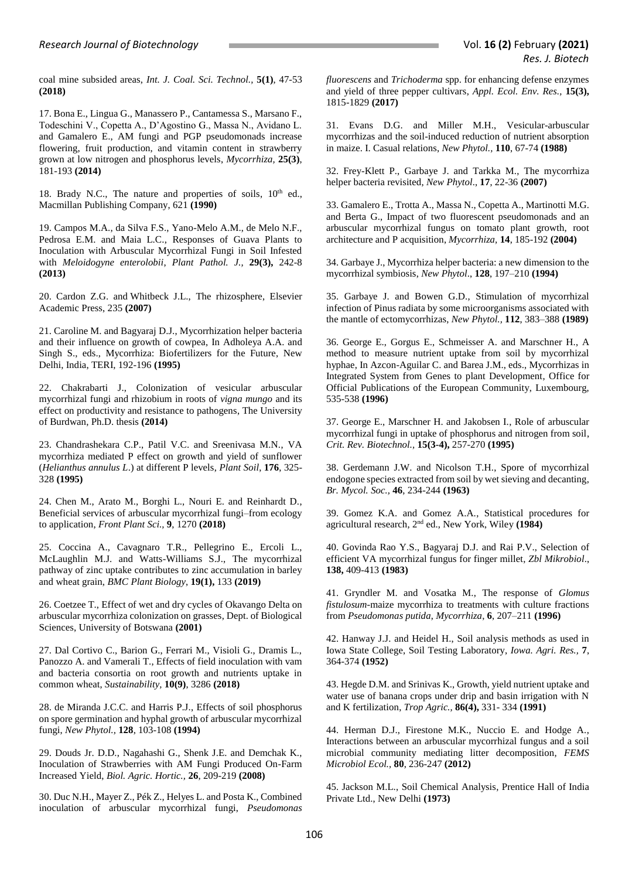coal mine subsided areas, *Int. J. Coal. Sci. Technol.,* **5(1)**, 47-53 **(2018)**

17. Bona E., Lingua G., Manassero P., Cantamessa S., Marsano F., Todeschini V., Copetta A., D'Agostino G., Massa N., Avidano L. and Gamalero E., AM fungi and PGP pseudomonads increase flowering, fruit production, and vitamin content in strawberry grown at low nitrogen and phosphorus levels, *Mycorrhiza,* **25(3)**, 181-193 **(2014)**

18. Brady N.C., The nature and properties of soils, 10th ed., Macmillan Publishing Company, 621 **(1990)**

19. Campos M.A., da Silva F.S., Yano-Melo A.M., de Melo N.F., Pedrosa E.M. and Maia L.C., Responses of Guava Plants to Inoculation with Arbuscular Mycorrhizal Fungi in Soil Infested with *Meloidogyne enterolobii*, *Plant Pathol. J.,* **29(3),** 242-8 **(2013)**

20. Cardon Z.G. and Whitbeck J.L., The rhizosphere, Elsevier Academic Press, 235 **(2007)**

21. Caroline M. and Bagyaraj D.J., Mycorrhization helper bacteria and their influence on growth of cowpea, In Adholeya A.A. and Singh S., eds., Mycorrhiza: Biofertilizers for the Future, New Delhi, India, TERI, 192-196 **(1995)**

22. Chakrabarti J., Colonization of vesicular arbuscular mycorrhizal fungi and rhizobium in roots of *vigna mungo* and its effect on productivity and resistance to pathogens, The University of Burdwan, Ph.D. thesis **(2014)**

23. Chandrashekara C.P., Patil V.C. and Sreenivasa M.N., VA mycorrhiza mediated P effect on growth and yield of sunflower (*Helianthus annulus L*.) at different P levels, *Plant Soil*, **176**, 325-328 **(1995)**

24. Chen M., Arato M., Borghi L., Nouri E. and Reinhardt D., Beneficial services of arbuscular mycorrhizal fungi–from ecology to application, *Front Plant Sci.,* **9**, 1270 **(2018)**

25. Coccina A., Cavagnaro T.R., Pellegrino E., Ercoli L., McLaughlin M.J. and Watts-Williams S.J., The mycorrhizal pathway of zinc uptake contributes to zinc accumulation in barley and wheat grain, *BMC Plant Biology*, **19(1),** 133 **(2019)**

26. Coetzee T., Effect of wet and dry cycles of Okavango Delta on arbuscular mycorrhiza colonization on grasses, Dept. of Biological Sciences, University of Botswana **(2001)**

27. Dal Cortivo C., Barion G., Ferrari M., Visioli G., Dramis L., Panozzo A. and Vamerali T., Effects of field inoculation with vam and bacteria consortia on root growth and nutrients uptake in common wheat, *Sustainability*, **10(9)**, 3286 **(2018)**

28. de Miranda J.C.C. and Harris P.J., Effects of soil phosphorus on spore germination and hyphal growth of arbuscular mycorrhizal fungi, *New Phytol.,* **128**, 103-108 **(1994)**

29. Douds Jr. D.D., Nagahashi G., Shenk J.E. and Demchak K., Inoculation of Strawberries with AM Fungi Produced On-Farm Increased Yield, *Biol. Agric. Hortic.,* **26**, 209-219 **(2008)**

30. Duc N.H., Mayer Z., Pék Z., Helyes L. and Posta K., Combined inoculation of arbuscular mycorrhizal fungi, *Pseudomonas fluorescens* and *Trichoderma* spp. for enhancing defense enzymes and yield of three pepper cultivars, *Appl. Ecol. Env. Res.,* **15(3),** 1815-1829 **(2017)**

31. Evans D.G. and Miller M.H., Vesicular-arbuscular mycorrhizas and the soil-induced reduction of nutrient absorption in maize. I. Casual relations, *New Phytol.,* **110**, 67-74 **(1988)**

32. Frey-Klett P., Garbaye J. and Tarkka M., The mycorrhiza helper bacteria revisited, *New Phytol*., **17**, 22-36 **(2007)**

33. Gamalero E., Trotta A., Massa N., Copetta A., Martinotti M.G. and Berta G., Impact of two fluorescent pseudomonads and an arbuscular mycorrhizal fungus on tomato plant growth, root architecture and P acquisition, *Mycorrhiza,* **14**, 185-192 **(2004)**

34. Garbaye J., Mycorrhiza helper bacteria: a new dimension to the mycorrhizal symbiosis, *New Phytol*., **128**, 197–210 **(1994)**

35. Garbaye J. and Bowen G.D., Stimulation of mycorrhizal infection of Pinus radiata by some microorganisms associated with the mantle of ectomycorrhizas, *New Phytol.,* **112**, 383–388 **(1989)**

36. George E., Gorgus E., Schmeisser A. and Marschner H., A method to measure nutrient uptake from soil by mycorrhizal hyphae, In Azcon-Aguilar C. and Barea J.M., eds., Mycorrhizas in Integrated System from Genes to plant Development, Office for Official Publications of the European Community, Luxembourg, 535-538 **(1996)**

37. George E., Marschner H. and Jakobsen I., Role of arbuscular mycorrhizal fungi in uptake of phosphorus and nitrogen from soil, *Crit. Rev. Biotechnol.,* **15(3-4),** 257-270 **(1995)**

38. Gerdemann J.W. and Nicolson T.H., Spore of mycorrhizal endogone species extracted from soil by wet sieving and decanting, *Br. Mycol. Soc.,* **46**, 234-244 **(1963)**

39. Gomez K.A. and Gomez A.A., Statistical procedures for agricultural research, 2nd ed., New York, Wiley **(1984)**

40. Govinda Rao Y.S., Bagyaraj D.J. and Rai P.V., Selection of efficient VA mycorrhizal fungus for finger millet, *Zbl Mikrobiol*., **138,** 409-413 **(1983)**

41. Gryndler M. and Vosatka M., The response of *Glomus fistulosum*-maize mycorrhiza to treatments with culture fractions from *Pseudomonas putida*, *Mycorrhiza*, **6**, 207–211 **(1996)**

42. Hanway J.J. and Heidel H., Soil analysis methods as used in Iowa State College, Soil Testing Laboratory, *Iowa. Agri. Res.,* **7**, 364-374 **(1952)**

43. Hegde D.M. and Srinivas K., Growth, yield nutrient uptake and water use of banana crops under drip and basin irrigation with N and K fertilization, *Trop Agric.,* **86(4),** 331- 334 **(1991)**

44. Herman D.J., Firestone M.K., Nuccio E. and Hodge A., Interactions between an arbuscular mycorrhizal fungus and a soil microbial community mediating litter decomposition, *FEMS Microbiol Ecol.,* **80**, 236-247 **(2012)**

45. Jackson M.L., Soil Chemical Analysis, Prentice Hall of India Private Ltd., New Delhi **(1973)**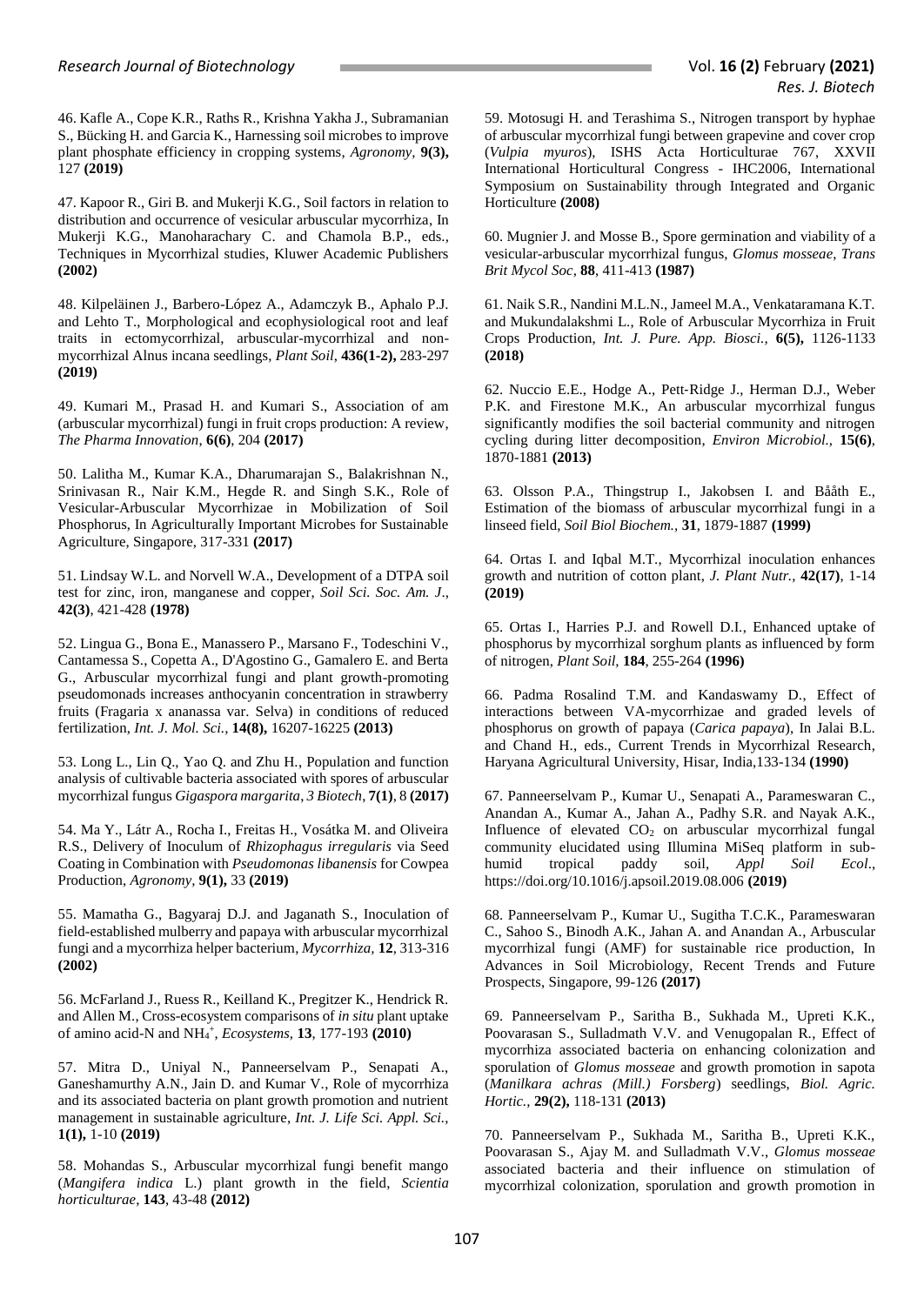46. Kafle A., Cope K.R., Raths R., Krishna Yakha J., Subramanian S., Bücking H. and Garcia K., Harnessing soil microbes to improve plant phosphate efficiency in cropping systems, *Agronomy*, **9(3),** 127 **(2019)**

47. Kapoor R., Giri B. and Mukerji K.G., Soil factors in relation to distribution and occurrence of vesicular arbuscular mycorrhiza, In Mukerji K.G., Manoharachary C. and Chamola B.P., eds., Techniques in Mycorrhizal studies, Kluwer Academic Publishers **(2002)**

48. Kilpeläinen J., Barbero-López A., Adamczyk B., Aphalo P.J. and Lehto T., Morphological and ecophysiological root and leaf traits in ectomycorrhizal, arbuscular-mycorrhizal and non-mycorrhizal Alnus incana seedlings, *Plant Soil*, **436(1-2),** 283-297 **(2019)**

49. Kumari M., Prasad H. and Kumari S., Association of am (arbuscular mycorrhizal) fungi in fruit crops production: A review, *The Pharma Innovation*, **6(6)**, 204 **(2017)**

50. Lalitha M., Kumar K.A., Dharumarajan S., Balakrishnan N., Srinivasan R., Nair K.M., Hegde R. and Singh S.K., Role of Vesicular-Arbuscular Mycorrhizae in Mobilization of Soil Phosphorus, In Agriculturally Important Microbes for Sustainable Agriculture, Singapore, 317-331 **(2017)**

51. Lindsay W.L. and Norvell W.A., Development of a DTPA soil test for zinc, iron, manganese and copper, *Soil Sci. Soc. Am. J*., **42(3)**, 421-428 **(1978)**

52. Lingua G., Bona E., Manassero P., Marsano F., Todeschini V., Cantamessa S., Copetta A., D'Agostino G., Gamalero E. and Berta G., Arbuscular mycorrhizal fungi and plant growth-promoting pseudomonads increases anthocyanin concentration in strawberry fruits (Fragaria x ananassa var. Selva) in conditions of reduced fertilization, *Int. J. Mol. Sci.*, **14(8),** 16207-16225 **(2013)**

53. Long L., Lin Q., Yao Q. and Zhu H., Population and function analysis of cultivable bacteria associated with spores of arbuscular mycorrhizal fungus *Gigaspora margarita*, *3 Biotech*, **7(1)**, 8 **(2017)**

54. Ma Y., Látr A., Rocha I., Freitas H., Vosátka M. and Oliveira R.S., Delivery of Inoculum of *Rhizophagus irregularis* via Seed Coating in Combination with *Pseudomonas libanensis* for Cowpea Production, *Agronomy*, **9(1),** 33 **(2019)**

55. Mamatha G., Bagyaraj D.J. and Jaganath S., Inoculation of field-established mulberry and papaya with arbuscular mycorrhizal fungi and a mycorrhiza helper bacterium, *Mycorrhiza*, **12**, 313-316 **(2002)**

56. McFarland J., Ruess R., Keilland K., Pregitzer K., Hendrick R. and Allen M., Cross-ecosystem comparisons of *in situ* plant uptake of amino acid-N and $NH_4^+$, *Ecosystems*, **13**, 177-193 **(2010)**

57. Mitra D., Uniyal N., Panneerselvam P., Senapati A., Ganeshamurthy A.N., Jain D. and Kumar V., Role of mycorrhiza and its associated bacteria on plant growth promotion and nutrient management in sustainable agriculture, *Int. J. Life Sci. Appl. Sci.*, **1(1),** 1-10 **(2019)**

58. Mohandas S., Arbuscular mycorrhizal fungi benefit mango (*Mangifera indica* L.) plant growth in the field, *Scientia horticulturae*, **143**, 43-48 **(2012)**

59. Motosugi H. and Terashima S., Nitrogen transport by hyphae of arbuscular mycorrhizal fungi between grapevine and cover crop (*Vulpia myuros*), ISHS Acta Horticulturae 767, XXVII International Horticultural Congress - IHC2006, International Symposium on Sustainability through Integrated and Organic Horticulture **(2008)**

60. Mugnier J. and Mosse B., Spore germination and viability of a vesicular-arbuscular mycorrhizal fungus, *Glomus mosseae*, *Trans Brit Mycol Soc*, **88**, 411-413 **(1987)**

61. Naik S.R., Nandini M.L.N., Jameel M.A., Venkataramana K.T. and Mukundalakshmi L., Role of Arbuscular Mycorrhiza in Fruit Crops Production, *Int. J. Pure. App. Biosci.*, **6(5),** 1126-1133 **(2018)**

62. Nuccio E.E., Hodge A., Pett-Ridge J., Herman D.J., Weber P.K. and Firestone M.K., An arbuscular mycorrhizal fungus significantly modifies the soil bacterial community and nitrogen cycling during litter decomposition, *Environ Microbiol.*, **15(6)**, 1870-1881 **(2013)**

63. Olsson P.A., Thingstrup I., Jakobsen I. and Bååth E., Estimation of the biomass of arbuscular mycorrhizal fungi in a linseed field, *Soil Biol Biochem.*, **31**, 1879-1887 **(1999)**

64. Ortas I. and Iqbal M.T., Mycorrhizal inoculation enhances growth and nutrition of cotton plant, *J. Plant Nutr.*, **42(17)**, 1-14 **(2019)**

65. Ortas I., Harries P.J. and Rowell D.I., Enhanced uptake of phosphorus by mycorrhizal sorghum plants as influenced by form of nitrogen, *Plant Soil*, **184**, 255-264 **(1996)**

66. Padma Rosalind T.M. and Kandaswamy D., Effect of interactions between VA-mycorrhizae and graded levels of phosphorus on growth of papaya (*Carica papaya*), In Jalai B.L. and Chand H., eds., Current Trends in Mycorrhizal Research, Haryana Agricultural University, Hisar, India,133-134 **(1990)**

67. Panneerselvam P., Kumar U., Senapati A., Parameswaran C., Anandan A., Kumar A., Jahan A., Padhy S.R. and Nayak A.K., Influence of elevated $CO_2$ on arbuscular mycorrhizal fungal community elucidated using Illumina MiSeq platform in sub-humid tropical paddy soil, *Appl Soil Ecol*., https://doi.org/10.1016/j.apsoil.2019.08.006 **(2019)**

68. Panneerselvam P., Kumar U., Sugitha T.C.K., Parameswaran C., Sahoo S., Binodh A.K., Jahan A. and Anandan A., Arbuscular mycorrhizal fungi (AMF) for sustainable rice production, In Advances in Soil Microbiology, Recent Trends and Future Prospects, Singapore, 99-126 **(2017)**

69. Panneerselvam P., Saritha B., Sukhada M., Upreti K.K., Poovarasan S., Sulladmath V.V. and Venugopalan R., Effect of mycorrhiza associated bacteria on enhancing colonization and sporulation of *Glomus mosseae* and growth promotion in sapota (*Manilkara achras (Mill.) Forsberg*) seedlings, *Biol. Agric. Hortic.*, **29(2),** 118-131 **(2013)**

70. Panneerselvam P., Sukhada M., Saritha B., Upreti K.K., Poovarasan S., Ajay M. and Sulladmath V.V., *Glomus mosseae* associated bacteria and their influence on stimulation of mycorrhizal colonization, sporulation and growth promotion in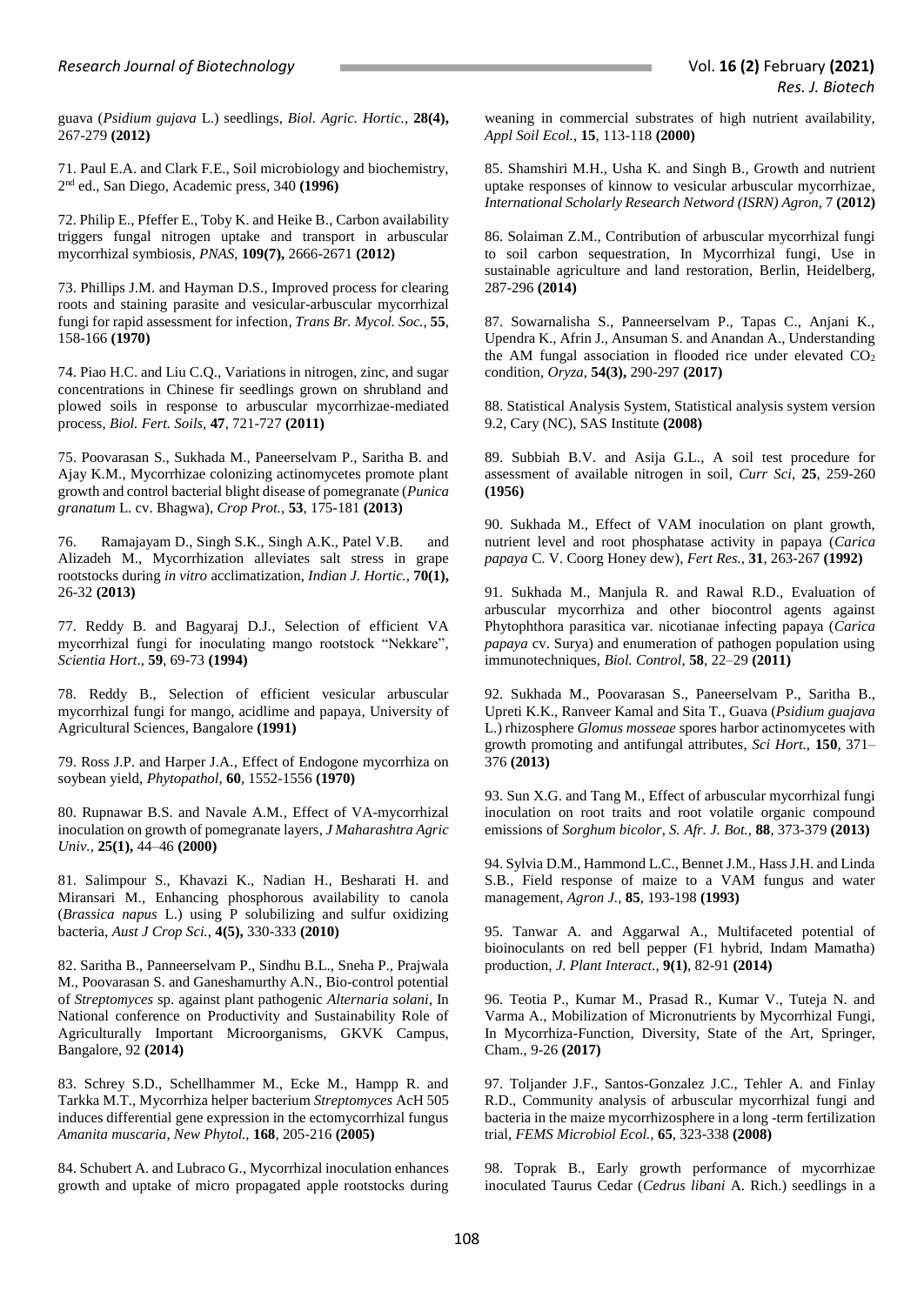guava (*Psidium gujava* L.) seedlings, *Biol. Agric. Hortic.*, **28(4),** 267-279 **(2012)**

71. Paul E.A. and Clark F.E., Soil microbiology and biochemistry, 2nd ed., San Diego, Academic press, 340 **(1996)**

72. Philip E., Pfeffer E., Toby K. and Heike B., Carbon availability triggers fungal nitrogen uptake and transport in arbuscular mycorrhizal symbiosis, *PNAS*, **109(7),** 2666-2671 **(2012)**

73. Phillips J.M. and Hayman D.S., Improved process for clearing roots and staining parasite and vesicular-arbuscular mycorrhizal fungi for rapid assessment for infection, *Trans Br. Mycol. Soc.*, **55**, 158-166 **(1970)**

74. Piao H.C. and Liu C.Q., Variations in nitrogen, zinc, and sugar concentrations in Chinese fir seedlings grown on shrubland and plowed soils in response to arbuscular mycorrhizae-mediated process, *Biol. Fert. Soils*, **47**, 721-727 **(2011)**

75. Poovarasan S., Sukhada M., Paneerselvam P., Saritha B. and Ajay K.M., Mycorrhizae colonizing actinomycetes promote plant growth and control bacterial blight disease of pomegranate (*Punica granatum* L. cv. Bhagwa), *Crop Prot.*, **53**, 175-181 **(2013)**

76. Ramajayam D., Singh S.K., Singh A.K., Patel V.B. and Alizadeh M., Mycorrhization alleviates salt stress in grape rootstocks during *in vitro* acclimatization, *Indian J. Hortic.*, **70(1),** 26-32 **(2013)**

77. Reddy B. and Bagyaraj D.J., Selection of efficient VA mycorrhizal fungi for inoculating mango rootstock "Nekkare", *Scientia Hort*., **59**, 69-73 **(1994)**

78. Reddy B., Selection of efficient vesicular arbuscular mycorrhizal fungi for mango, acidlime and papaya, University of Agricultural Sciences, Bangalore **(1991)**

79. Ross J.P. and Harper J.A., Effect of Endogone mycorrhiza on soybean yield, *Phytopathol*, **60**, 1552-1556 **(1970)**

80. Rupnawar B.S. and Navale A.M., Effect of VA-mycorrhizal inoculation on growth of pomegranate layers, *J Maharashtra Agric Univ.*, **25(1),** 44–46 **(2000)**

81. Salimpour S., Khavazi K., Nadian H., Besharati H. and Miransari M., Enhancing phosphorous availability to canola (*Brassica napus* L.) using P solubilizing and sulfur oxidizing bacteria, *Aust J Crop Sci.*, **4(5),** 330-333 **(2010)**

82. Saritha B., Panneerselvam P., Sindhu B.L., Sneha P., Prajwala M., Poovarasan S. and Ganeshamurthy A.N., Bio-control potential of *Streptomyces* sp. against plant pathogenic *Alternaria solani*, In National conference on Productivity and Sustainability Role of Agriculturally Important Microorganisms, GKVK Campus, Bangalore, 92 **(2014)**

83. Schrey S.D., Schellhammer M., Ecke M., Hampp R. and Tarkka M.T., Mycorrhiza helper bacterium *Streptomyces* AcH 505 induces differential gene expression in the ectomycorrhizal fungus *Amanita muscaria*, *New Phytol.*, **168**, 205-216 **(2005)**

84. Schubert A. and Lubraco G., Mycorrhizal inoculation enhances growth and uptake of micro propagated apple rootstocks during weaning in commercial substrates of high nutrient availability, *Appl Soil Ecol.*, **15**, 113-118 **(2000)**

85. Shamshiri M.H., Usha K. and Singh B., Growth and nutrient uptake responses of kinnow to vesicular arbuscular mycorrhizae, *International Scholarly Research Netword (ISRN) Agron*, 7 **(2012)**

86. Solaiman Z.M., Contribution of arbuscular mycorrhizal fungi to soil carbon sequestration, In Mycorrhizal fungi, Use in sustainable agriculture and land restoration, Berlin, Heidelberg, 287-296 **(2014)**

87. Sowarnalisha S., Panneerselvam P., Tapas C., Anjani K., Upendra K., Afrin J., Ansuman S. and Anandan A., Understanding the AM fungal association in flooded rice under elevated $CO_2$ condition, *Oryza*, **54(3),** 290-297 **(2017)**

88. Statistical Analysis System, Statistical analysis system version 9.2, Cary (NC), SAS Institute **(2008)**

89. Subbiah B.V. and Asija G.L., A soil test procedure for assessment of available nitrogen in soil, *Curr Sci*, **25**, 259-260 **(1956)**

90. Sukhada M., Effect of VAM inoculation on plant growth, nutrient level and root phosphatase activity in papaya (*Carica papaya* C. V. Coorg Honey dew), *Fert Res.*, **31**, 263-267 **(1992)**

91. Sukhada M., Manjula R. and Rawal R.D., Evaluation of arbuscular mycorrhiza and other biocontrol agents against Phytophthora parasitica var. nicotianae infecting papaya (*Carica papaya* cv. Surya) and enumeration of pathogen population using immunotechniques, *Biol. Control*, **58**, 22–29 **(2011)**

92. Sukhada M., Poovarasan S., Paneerselvam P., Saritha B., Upreti K.K., Ranveer Kamal and Sita T., Guava (*Psidium guajava* L.) rhizosphere *Glomus mosseae* spores harbor actinomycetes with growth promoting and antifungal attributes, *Sci Hort.*, **150**, 371–376 **(2013)**

93. Sun X.G. and Tang M., Effect of arbuscular mycorrhizal fungi inoculation on root traits and root volatile organic compound emissions of *Sorghum bicolor*, *S. Afr. J. Bot.*, **88**, 373-379 **(2013)**

94. Sylvia D.M., Hammond L.C., Bennet J.M., Hass J.H. and Linda S.B., Field response of maize to a VAM fungus and water management, *Agron J.*, **85**, 193-198 **(1993)**

95. Tanwar A. and Aggarwal A., Multifaceted potential of bioinoculants on red bell pepper (F1 hybrid, Indam Mamatha) production, *J. Plant Interact.*, **9(1)**, 82-91 **(2014)**

96. Teotia P., Kumar M., Prasad R., Kumar V., Tuteja N. and Varma A., Mobilization of Micronutrients by Mycorrhizal Fungi, In Mycorrhiza-Function, Diversity, State of the Art, Springer, Cham., 9-26 **(2017)**

97. Toljander J.F., Santos-Gonzalez J.C., Tehler A. and Finlay R.D., Community analysis of arbuscular mycorrhizal fungi and bacteria in the maize mycorrhizosphere in a long -term fertilization trial, *FEMS Microbiol Ecol.*, **65**, 323-338 **(2008)**

98. Toprak B., Early growth performance of mycorrhizae inoculated Taurus Cedar (*Cedrus libani* A. Rich.) seedlings in a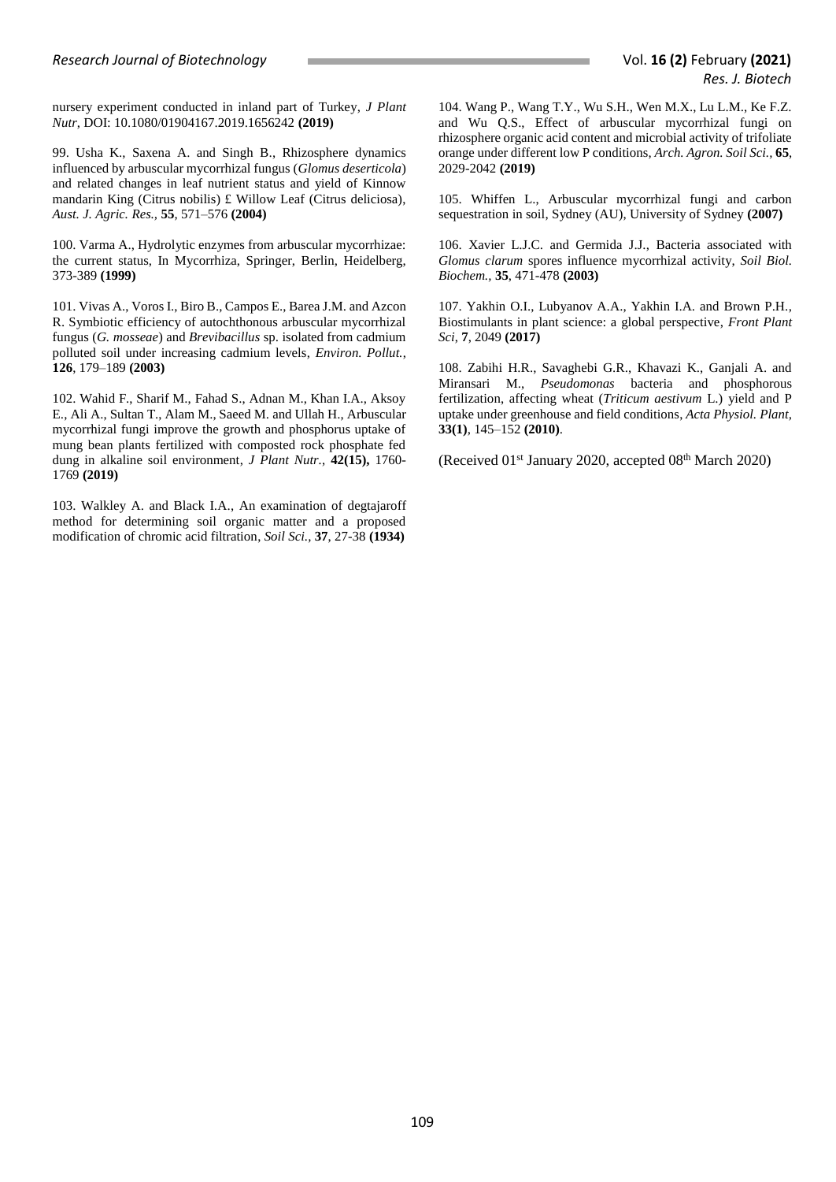nursery experiment conducted in inland part of Turkey, *J Plant Nutr*, DOI: 10.1080/01904167.2019.1656242 **(2019)**

99. Usha K., Saxena A. and Singh B., Rhizosphere dynamics influenced by arbuscular mycorrhizal fungus (*Glomus deserticola*) and related changes in leaf nutrient status and yield of Kinnow mandarin King (Citrus nobilis) £ Willow Leaf (Citrus deliciosa), *Aust. J. Agric. Res.*, **55**, 571–576 **(2004)**

100. Varma A., Hydrolytic enzymes from arbuscular mycorrhizae: the current status, In Mycorrhiza, Springer, Berlin, Heidelberg, 373-389 **(1999)**

101. Vivas A., Voros I., Biro B., Campos E., Barea J.M. and Azcon R. Symbiotic efficiency of autochthonous arbuscular mycorrhizal fungus (*G. mosseae*) and *Brevibacillus* sp. isolated from cadmium polluted soil under increasing cadmium levels, *Environ. Pollut.*, **126**, 179–189 **(2003)**

102. Wahid F., Sharif M., Fahad S., Adnan M., Khan I.A., Aksoy E., Ali A., Sultan T., Alam M., Saeed M. and Ullah H., Arbuscular mycorrhizal fungi improve the growth and phosphorus uptake of mung bean plants fertilized with composted rock phosphate fed dung in alkaline soil environment, *J Plant Nutr.*, **42(15),** 1760-1769 **(2019)**

103. Walkley A. and Black I.A., An examination of degtajaroff method for determining soil organic matter and a proposed modification of chromic acid filtration, *Soil Sci.*, **37**, 27-38 **(1934)**

104. Wang P., Wang T.Y., Wu S.H., Wen M.X., Lu L.M., Ke F.Z. and Wu Q.S., Effect of arbuscular mycorrhizal fungi on rhizosphere organic acid content and microbial activity of trifoliate orange under different low P conditions, *Arch. Agron. Soil Sci.*, **65**, 2029-2042 **(2019)**

105. Whiffen L., Arbuscular mycorrhizal fungi and carbon sequestration in soil, Sydney (AU), University of Sydney **(2007)**

106. Xavier L.J.C. and Germida J.J., Bacteria associated with *Glomus clarum* spores influence mycorrhizal activity, *Soil Biol. Biochem.*, **35**, 471-478 **(2003)**

107. Yakhin O.I., Lubyanov A.A., Yakhin I.A. and Brown P.H., Biostimulants in plant science: a global perspective, *Front Plant Sci*, **7**, 2049 **(2017)**

108. Zabihi H.R., Savaghebi G.R., Khavazi K., Ganjali A. and Miransari M., *Pseudomonas* bacteria and phosphorous fertilization, affecting wheat (*Triticum aestivum* L.) yield and P uptake under greenhouse and field conditions, *Acta Physiol. Plant*, **33(1)**, 145–152 **(2010)**.

(Received 01st January 2020, accepted 08th March 2020)